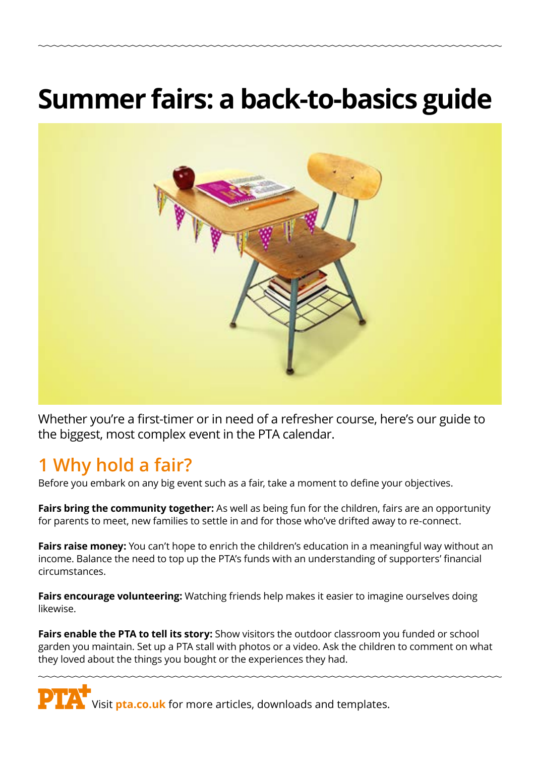# Summer fairs: a back-to-basics guide

Whether you're a first-timer or in need of a refresher course, here's our guide to the biggest, most complex event in the PTA calendar.

## 1 Why hold a fair?

Before you embark on any big event such as a fair, take a moment to define your objectives.

**Fairs bring the community together:** As well as being fun for the children, fairs are an opportunity for parents to meet, new families to settle in and for those who've drifted away to re-connect.

**Fairs raise money:** You can't hope to enrich the children's education in a meaningful way without an income. Balance the need to top up the PTA's funds with an understanding of supporters' financial circumstances.

**Fairs encourage volunteering:** Watching friends help makes it easier to imagine ourselves doing likewise.

**Fairs enable the PTA to tell its story:** Show visitors the outdoor classroom you funded or school garden you maintain. Set up a PTA stall with photos or a video. Ask the children to comment on what they loved about the things you bought or the experiences they had.

Visit **pta.co.uk** for more articles, downloads and templates.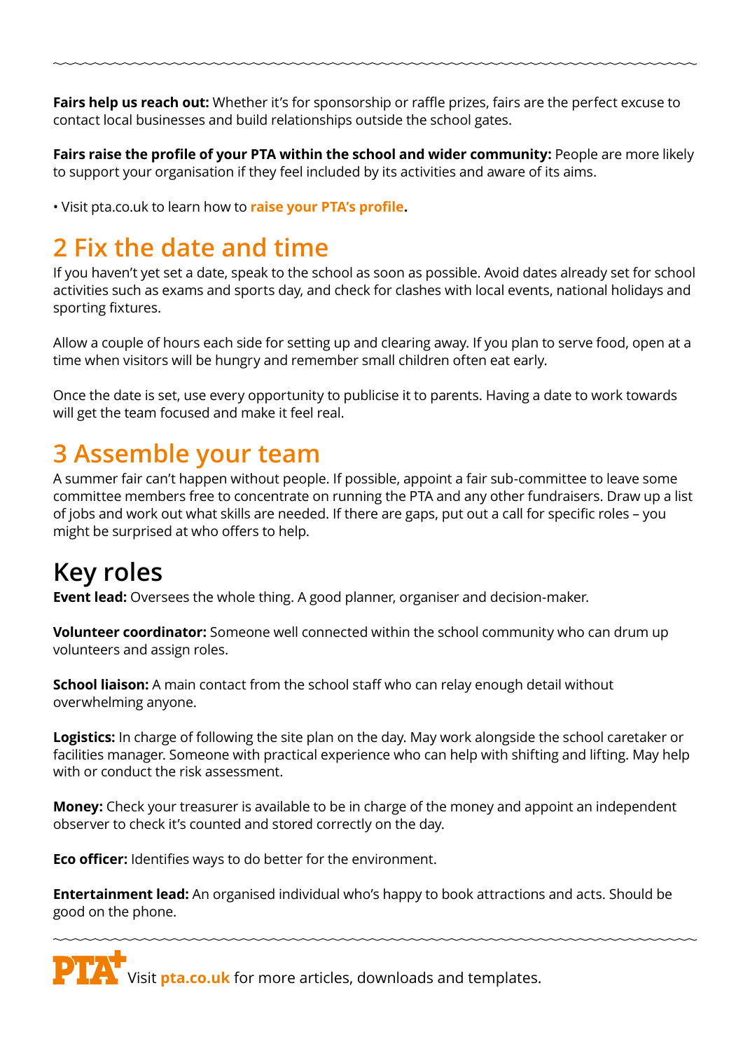**Fairs help us reach out:** Whether it's for sponsorship or raffle prizes, fairs are the perfect excuse to contact local businesses and build relationships outside the school gates.

**Fairs raise the profile of your PTA within the school and wider community:** People are more likely to support your organisation if they feel included by its activities and aware of its aims.

• Visit pta.co.uk to learn how to **raise your PTA's profile.**

## 2 Fix the date and time

If you haven't yet set a date, speak to the school as soon as possible. Avoid dates already set for school activities such as exams and sports day, and check for clashes with local events, national holidays and sporting fixtures.

Allow a couple of hours each side for setting up and clearing away. If you plan to serve food, open at a time when visitors will be hungry and remember small children often eat early.

Once the date is set, use every opportunity to publicise it to parents. Having a date to work towards will get the team focused and make it feel real.

## 3 Assemble your team

A summer fair can't happen without people. If possible, appoint a fair sub-committee to leave some committee members free to concentrate on running the PTA and any other fundraisers. Draw up a list of jobs and work out what skills are needed. If there are gaps, put out a call for specific roles – you might be surprised at who offers to help.

## Key roles

**Event lead:** Oversees the whole thing. A good planner, organiser and decision-maker.

**Volunteer coordinator:** Someone well connected within the school community who can drum up volunteers and assign roles.

**School liaison:** A main contact from the school staff who can relay enough detail without overwhelming anyone.

**Logistics:** In charge of following the site plan on the day. May work alongside the school caretaker or facilities manager. Someone with practical experience who can help with shifting and lifting. May help with or conduct the risk assessment.

**Money:** Check your treasurer is available to be in charge of the money and appoint an independent observer to check it's counted and stored correctly on the day.

**Eco officer:** Identifies ways to do better for the environment.

**Entertainment lead:** An organised individual who's happy to book attractions and acts. Should be good on the phone.

Visit **pta.co.uk** for more articles, downloads and templates.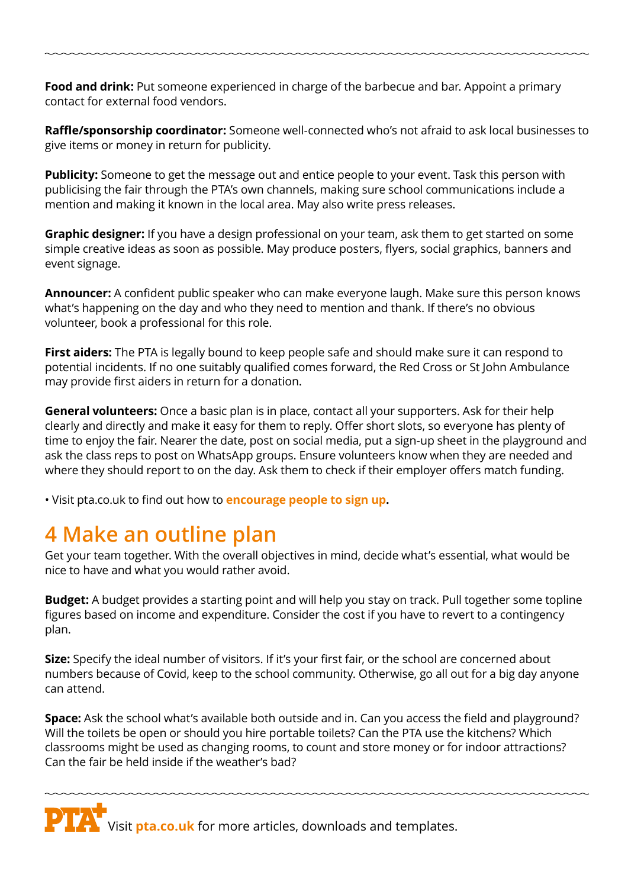**Food and drink:** Put someone experienced in charge of the barbecue and bar. Appoint a primary contact for external food vendors.

**Raffle/sponsorship coordinator:** Someone well-connected who's not afraid to ask local businesses to give items or money in return for publicity.

**Publicity:** Someone to get the message out and entice people to your event. Task this person with publicising the fair through the PTA's own channels, making sure school communications include a mention and making it known in the local area. May also write press releases.

**Graphic designer:** If you have a design professional on your team, ask them to get started on some simple creative ideas as soon as possible. May produce posters, flyers, social graphics, banners and event signage.

**Announcer:** A confident public speaker who can make everyone laugh. Make sure this person knows what's happening on the day and who they need to mention and thank. If there's no obvious volunteer, book a professional for this role.

**First aiders:** The PTA is legally bound to keep people safe and should make sure it can respond to potential incidents. If no one suitably qualified comes forward, the Red Cross or St John Ambulance may provide first aiders in return for a donation.

**General volunteers:** Once a basic plan is in place, contact all your supporters. Ask for their help clearly and directly and make it easy for them to reply. Offer short slots, so everyone has plenty of time to enjoy the fair. Nearer the date, post on social media, put a sign-up sheet in the playground and ask the class reps to post on WhatsApp groups. Ensure volunteers know when they are needed and where they should report to on the day. Ask them to check if their employer offers match funding.

- Visit pta.co.uk to find out how to **encourage people to sign up.**

## 4 Make an outline plan

Get your team together. With the overall objectives in mind, decide what's essential, what would be nice to have and what you would rather avoid.

**Budget:** A budget provides a starting point and will help you stay on track. Pull together some topline figures based on income and expenditure. Consider the cost if you have to revert to a contingency plan.

**Size:** Specify the ideal number of visitors. If it's your first fair, or the school are concerned about numbers because of Covid, keep to the school community. Otherwise, go all out for a big day anyone can attend.

**Space:** Ask the school what's available both outside and in. Can you access the field and playground? Will the toilets be open or should you hire portable toilets? Can the PTA use the kitchens? Which classrooms might be used as changing rooms, to count and store money or for indoor attractions? Can the fair be held inside if the weather's bad?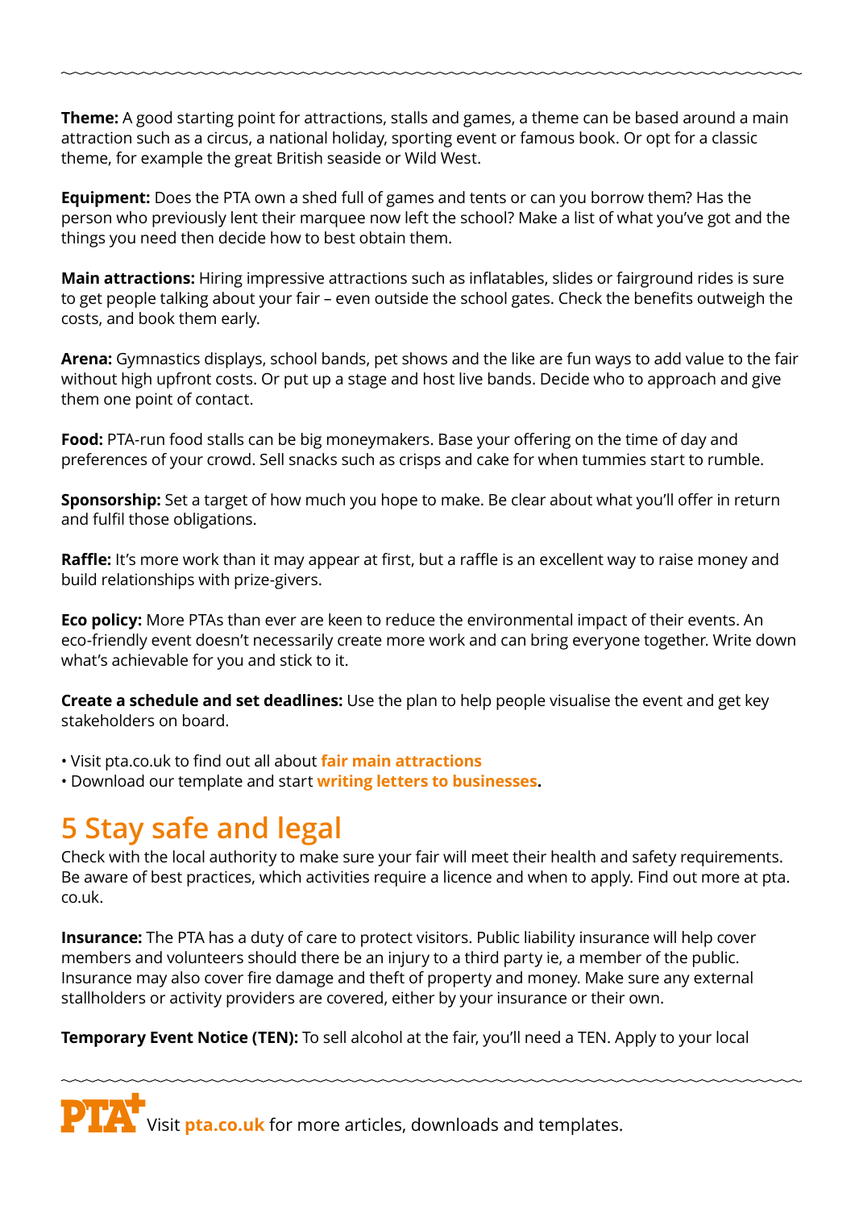**Theme:** A good starting point for attractions, stalls and games, a theme can be based around a main attraction such as a circus, a national holiday, sporting event or famous book. Or opt for a classic theme, for example the great British seaside or Wild West.

**Equipment:** Does the PTA own a shed full of games and tents or can you borrow them? Has the person who previously lent their marquee now left the school? Make a list of what you've got and the things you need then decide how to best obtain them.

**Main attractions:** Hiring impressive attractions such as inflatables, slides or fairground rides is sure to get people talking about your fair – even outside the school gates. Check the benefits outweigh the costs, and book them early.

**Arena:** Gymnastics displays, school bands, pet shows and the like are fun ways to add value to the fair without high upfront costs. Or put up a stage and host live bands. Decide who to approach and give them one point of contact.

**Food:** PTA-run food stalls can be big moneymakers. Base your offering on the time of day and preferences of your crowd. Sell snacks such as crisps and cake for when tummies start to rumble.

**Sponsorship:** Set a target of how much you hope to make. Be clear about what you'll offer in return and fulfil those obligations.

**Raffle:** It's more work than it may appear at first, but a raffle is an excellent way to raise money and build relationships with prize-givers.

**Eco policy:** More PTAs than ever are keen to reduce the environmental impact of their events. An eco-friendly event doesn't necessarily create more work and can bring everyone together. Write down what's achievable for you and stick to it.

**Create a schedule and set deadlines:** Use the plan to help people visualise the event and get key stakeholders on board.

- Visit pta.co.uk to find out all about **fair main attractions**
- Download our template and start **writing letters to businesses.**

## 5 Stay safe and legal

Check with the local authority to make sure your fair will meet their health and safety requirements. Be aware of best practices, which activities require a licence and when to apply. Find out more at pta.co.uk.

**Insurance:** The PTA has a duty of care to protect visitors. Public liability insurance will help cover members and volunteers should there be an injury to a third party ie, a member of the public. Insurance may also cover fire damage and theft of property and money. Make sure any external stallholders or activity providers are covered, either by your insurance or their own.

**Temporary Event Notice (TEN):** To sell alcohol at the fair, you'll need a TEN. Apply to your local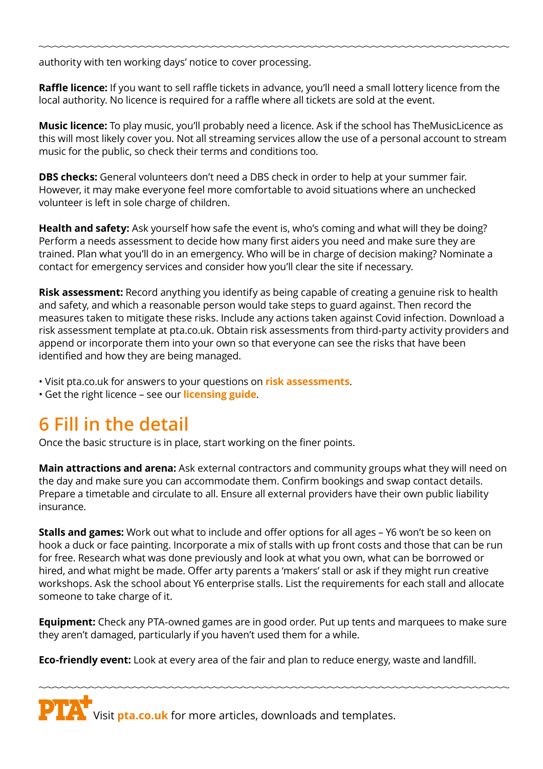authority with ten working days' notice to cover processing.

**Raffle licence:** If you want to sell raffle tickets in advance, you'll need a small lottery licence from the local authority. No licence is required for a raffle where all tickets are sold at the event.

**Music licence:** To play music, you'll probably need a licence. Ask if the school has TheMusicLicence as this will most likely cover you. Not all streaming services allow the use of a personal account to stream music for the public, so check their terms and conditions too.

**DBS checks:** General volunteers don't need a DBS check in order to help at your summer fair. However, it may make everyone feel more comfortable to avoid situations where an unchecked volunteer is left in sole charge of children.

**Health and safety:** Ask yourself how safe the event is, who's coming and what will they be doing? Perform a needs assessment to decide how many first aiders you need and make sure they are trained. Plan what you'll do in an emergency. Who will be in charge of decision making? Nominate a contact for emergency services and consider how you'll clear the site if necessary.

**Risk assessment:** Record anything you identify as being capable of creating a genuine risk to health and safety, and which a reasonable person would take steps to guard against. Then record the measures taken to mitigate these risks. Include any actions taken against Covid infection. Download a risk assessment template at pta.co.uk. Obtain risk assessments from third-party activity providers and append or incorporate them into your own so that everyone can see the risks that have been identified and how they are being managed.

- Visit pta.co.uk for answers to your questions on **risk assessments**.
- Get the right licence – see our **licensing guide**.

## 6 Fill in the detail

Once the basic structure is in place, start working on the finer points.

**Main attractions and arena:** Ask external contractors and community groups what they will need on the day and make sure you can accommodate them. Confirm bookings and swap contact details. Prepare a timetable and circulate to all. Ensure all external providers have their own public liability insurance.

**Stalls and games:** Work out what to include and offer options for all ages – Y6 won't be so keen on hook a duck or face painting. Incorporate a mix of stalls with up front costs and those that can be run for free. Research what was done previously and look at what you own, what can be borrowed or hired, and what might be made. Offer arty parents a 'makers' stall or ask if they might run creative workshops. Ask the school about Y6 enterprise stalls. List the requirements for each stall and allocate someone to take charge of it.

**Equipment:** Check any PTA-owned games are in good order. Put up tents and marquees to make sure they aren't damaged, particularly if you haven't used them for a while.

**Eco-friendly event:** Look at every area of the fair and plan to reduce energy, waste and landfill.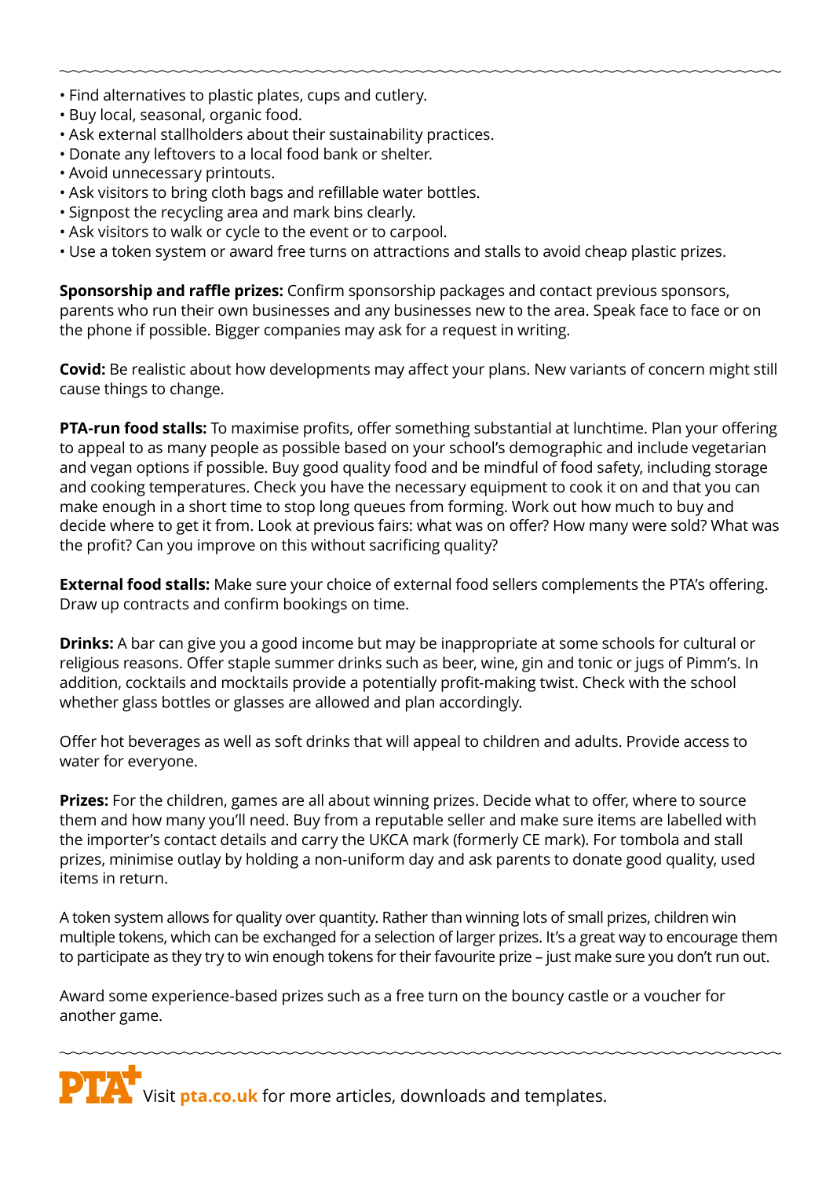- Find alternatives to plastic plates, cups and cutlery.
- Buy local, seasonal, organic food.
- Ask external stallholders about their sustainability practices.
- Donate any leftovers to a local food bank or shelter.
- Avoid unnecessary printouts.
- Ask visitors to bring cloth bags and refillable water bottles.
- Signpost the recycling area and mark bins clearly.
- Ask visitors to walk or cycle to the event or to carpool.
- Use a token system or award free turns on attractions and stalls to avoid cheap plastic prizes.

**Sponsorship and raffle prizes:** Confirm sponsorship packages and contact previous sponsors, parents who run their own businesses and any businesses new to the area. Speak face to face or on the phone if possible. Bigger companies may ask for a request in writing.

**Covid:** Be realistic about how developments may affect your plans. New variants of concern might still cause things to change.

**PTA-run food stalls:** To maximise profits, offer something substantial at lunchtime. Plan your offering to appeal to as many people as possible based on your school's demographic and include vegetarian and vegan options if possible. Buy good quality food and be mindful of food safety, including storage and cooking temperatures. Check you have the necessary equipment to cook it on and that you can make enough in a short time to stop long queues from forming. Work out how much to buy and decide where to get it from. Look at previous fairs: what was on offer? How many were sold? What was the profit? Can you improve on this without sacrificing quality?

**External food stalls:** Make sure your choice of external food sellers complements the PTA's offering. Draw up contracts and confirm bookings on time.

**Drinks:** A bar can give you a good income but may be inappropriate at some schools for cultural or religious reasons. Offer staple summer drinks such as beer, wine, gin and tonic or jugs of Pimm's. In addition, cocktails and mocktails provide a potentially profit-making twist. Check with the school whether glass bottles or glasses are allowed and plan accordingly.

Offer hot beverages as well as soft drinks that will appeal to children and adults. Provide access to water for everyone.

**Prizes:** For the children, games are all about winning prizes. Decide what to offer, where to source them and how many you'll need. Buy from a reputable seller and make sure items are labelled with the importer's contact details and carry the UKCA mark (formerly CE mark). For tombola and stall prizes, minimise outlay by holding a non-uniform day and ask parents to donate good quality, used items in return.

A token system allows for quality over quantity. Rather than winning lots of small prizes, children win multiple tokens, which can be exchanged for a selection of larger prizes. It's a great way to encourage them to participate as they try to win enough tokens for their favourite prize – just make sure you don't run out.

Award some experience-based prizes such as a free turn on the bouncy castle or a voucher for another game.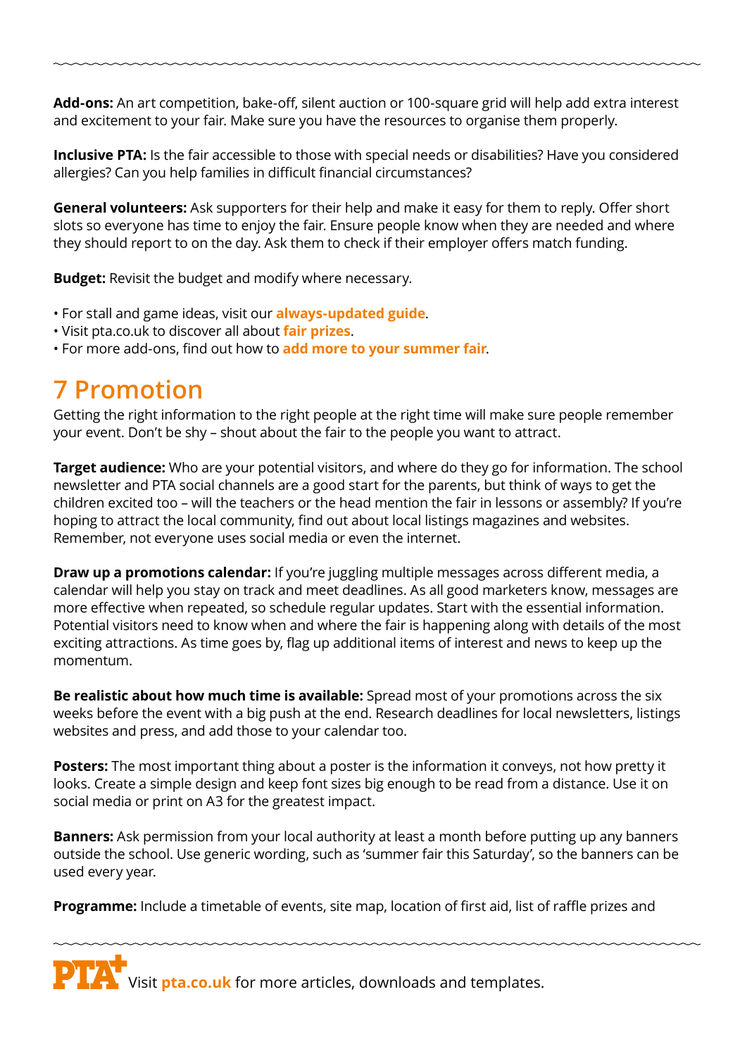**Add-ons:** An art competition, bake-off, silent auction or 100-square grid will help add extra interest and excitement to your fair. Make sure you have the resources to organise them properly.

**Inclusive PTA:** Is the fair accessible to those with special needs or disabilities? Have you considered allergies? Can you help families in difficult financial circumstances?

**General volunteers:** Ask supporters for their help and make it easy for them to reply. Offer short slots so everyone has time to enjoy the fair. Ensure people know when they are needed and where they should report to on the day. Ask them to check if their employer offers match funding.

**Budget:** Revisit the budget and modify where necessary.

- For stall and game ideas, visit our **always-updated guide**.
- Visit pta.co.uk to discover all about **fair prizes**.
- For more add-ons, find out how to **add more to your summer fair**.

## 7 Promotion

Getting the right information to the right people at the right time will make sure people remember your event. Don't be shy – shout about the fair to the people you want to attract.

**Target audience:** Who are your potential visitors, and where do they go for information. The school newsletter and PTA social channels are a good start for the parents, but think of ways to get the children excited too – will the teachers or the head mention the fair in lessons or assembly? If you're hoping to attract the local community, find out about local listings magazines and websites. Remember, not everyone uses social media or even the internet.

**Draw up a promotions calendar:** If you're juggling multiple messages across different media, a calendar will help you stay on track and meet deadlines. As all good marketers know, messages are more effective when repeated, so schedule regular updates. Start with the essential information. Potential visitors need to know when and where the fair is happening along with details of the most exciting attractions. As time goes by, flag up additional items of interest and news to keep up the momentum.

**Be realistic about how much time is available:** Spread most of your promotions across the six weeks before the event with a big push at the end. Research deadlines for local newsletters, listings websites and press, and add those to your calendar too.

**Posters:** The most important thing about a poster is the information it conveys, not how pretty it looks. Create a simple design and keep font sizes big enough to be read from a distance. Use it on social media or print on A3 for the greatest impact.

**Banners:** Ask permission from your local authority at least a month before putting up any banners outside the school. Use generic wording, such as 'summer fair this Saturday', so the banners can be used every year.

**Programme:** Include a timetable of events, site map, location of first aid, list of raffle prizes and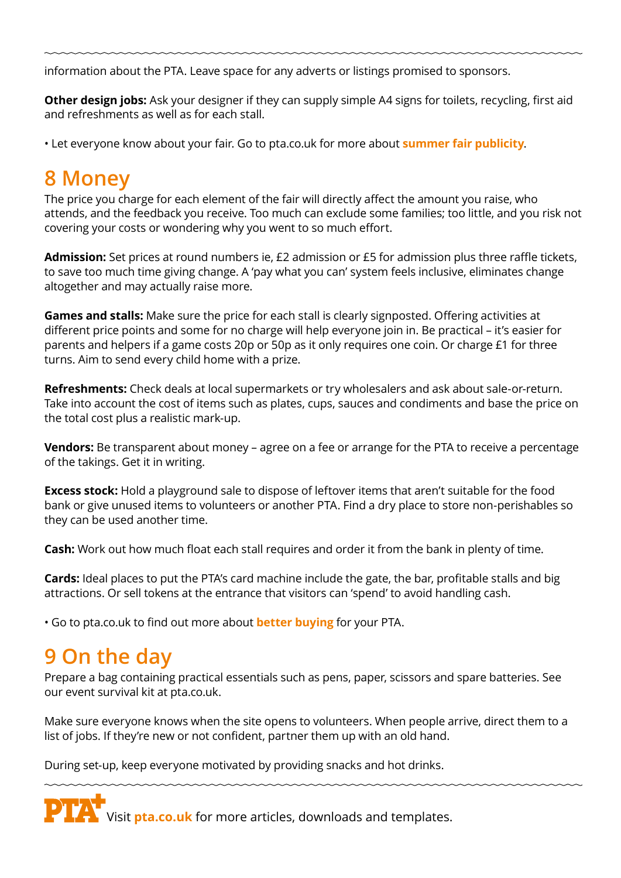information about the PTA. Leave space for any adverts or listings promised to sponsors.

**Other design jobs:** Ask your designer if they can supply simple A4 signs for toilets, recycling, first aid and refreshments as well as for each stall.

• Let everyone know about your fair. Go to pta.co.uk for more about **summer fair publicity**.

# 8 Money

The price you charge for each element of the fair will directly affect the amount you raise, who attends, and the feedback you receive. Too much can exclude some families; too little, and you risk not covering your costs or wondering why you went to so much effort.

**Admission:** Set prices at round numbers ie, £2 admission or £5 for admission plus three raffle tickets, to save too much time giving change. A 'pay what you can' system feels inclusive, eliminates change altogether and may actually raise more.

**Games and stalls:** Make sure the price for each stall is clearly signposted. Offering activities at different price points and some for no charge will help everyone join in. Be practical – it's easier for parents and helpers if a game costs 20p or 50p as it only requires one coin. Or charge £1 for three turns. Aim to send every child home with a prize.

**Refreshments:** Check deals at local supermarkets or try wholesalers and ask about sale-or-return. Take into account the cost of items such as plates, cups, sauces and condiments and base the price on the total cost plus a realistic mark-up.

**Vendors:** Be transparent about money – agree on a fee or arrange for the PTA to receive a percentage of the takings. Get it in writing.

**Excess stock:** Hold a playground sale to dispose of leftover items that aren't suitable for the food bank or give unused items to volunteers or another PTA. Find a dry place to store non-perishables so they can be used another time.

**Cash:** Work out how much float each stall requires and order it from the bank in plenty of time.

**Cards:** Ideal places to put the PTA's card machine include the gate, the bar, profitable stalls and big attractions. Or sell tokens at the entrance that visitors can 'spend' to avoid handling cash.

• Go to pta.co.uk to find out more about **better buying** for your PTA.

# 9 On the day

Prepare a bag containing practical essentials such as pens, paper, scissors and spare batteries. See our event survival kit at pta.co.uk.

Make sure everyone knows when the site opens to volunteers. When people arrive, direct them to a list of jobs. If they're new or not confident, partner them up with an old hand.

During set-up, keep everyone motivated by providing snacks and hot drinks.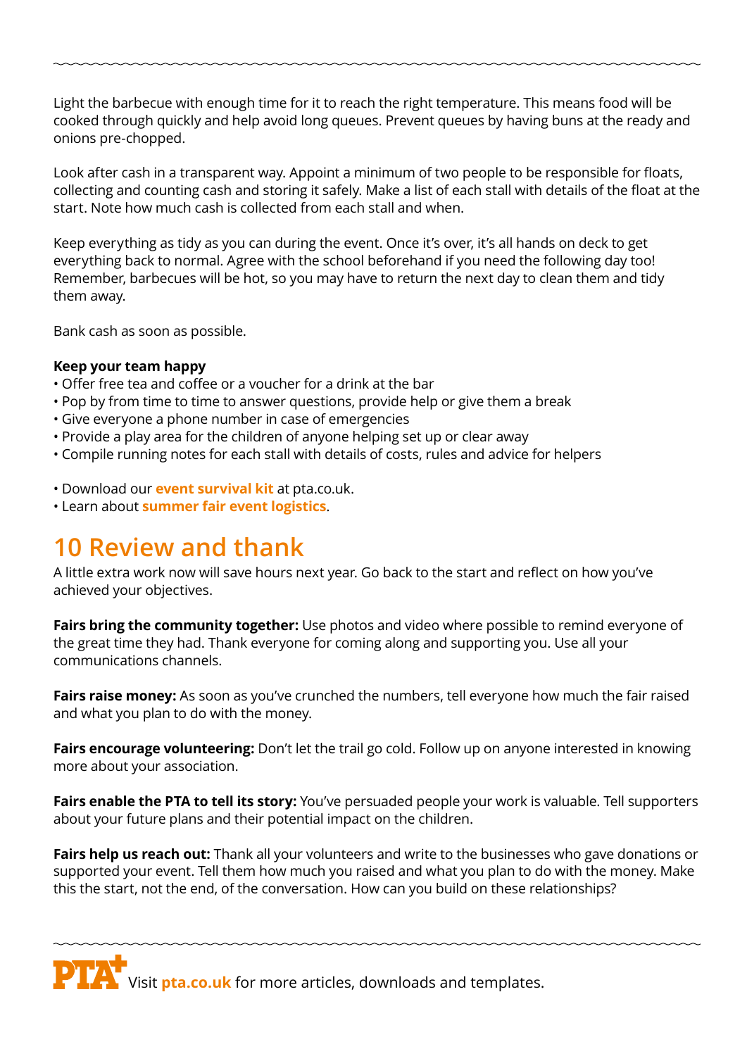Light the barbecue with enough time for it to reach the right temperature. This means food will be cooked through quickly and help avoid long queues. Prevent queues by having buns at the ready and onions pre-chopped.

Look after cash in a transparent way. Appoint a minimum of two people to be responsible for floats, collecting and counting cash and storing it safely. Make a list of each stall with details of the float at the start. Note how much cash is collected from each stall and when.

Keep everything as tidy as you can during the event. Once it's over, it's all hands on deck to get everything back to normal. Agree with the school beforehand if you need the following day too! Remember, barbecues will be hot, so you may have to return the next day to clean them and tidy them away.

Bank cash as soon as possible.

**Keep your team happy**

- Offer free tea and coffee or a voucher for a drink at the bar
- Pop by from time to time to answer questions, provide help or give them a break
- Give everyone a phone number in case of emergencies
- Provide a play area for the children of anyone helping set up or clear away
- Compile running notes for each stall with details of costs, rules and advice for helpers

- Download our **event survival kit** at pta.co.uk.
- Learn about **summer fair event logistics**.

## 10 Review and thank

A little extra work now will save hours next year. Go back to the start and reflect on how you've achieved your objectives.

**Fairs bring the community together:** Use photos and video where possible to remind everyone of the great time they had. Thank everyone for coming along and supporting you. Use all your communications channels.

**Fairs raise money:** As soon as you've crunched the numbers, tell everyone how much the fair raised and what you plan to do with the money.

**Fairs encourage volunteering:** Don't let the trail go cold. Follow up on anyone interested in knowing more about your association.

**Fairs enable the PTA to tell its story:** You've persuaded people your work is valuable. Tell supporters about your future plans and their potential impact on the children.

**Fairs help us reach out:** Thank all your volunteers and write to the businesses who gave donations or supported your event. Tell them how much you raised and what you plan to do with the money. Make this the start, not the end, of the conversation. How can you build on these relationships?

PTA+ Visit **pta.co.uk** for more articles, downloads and templates.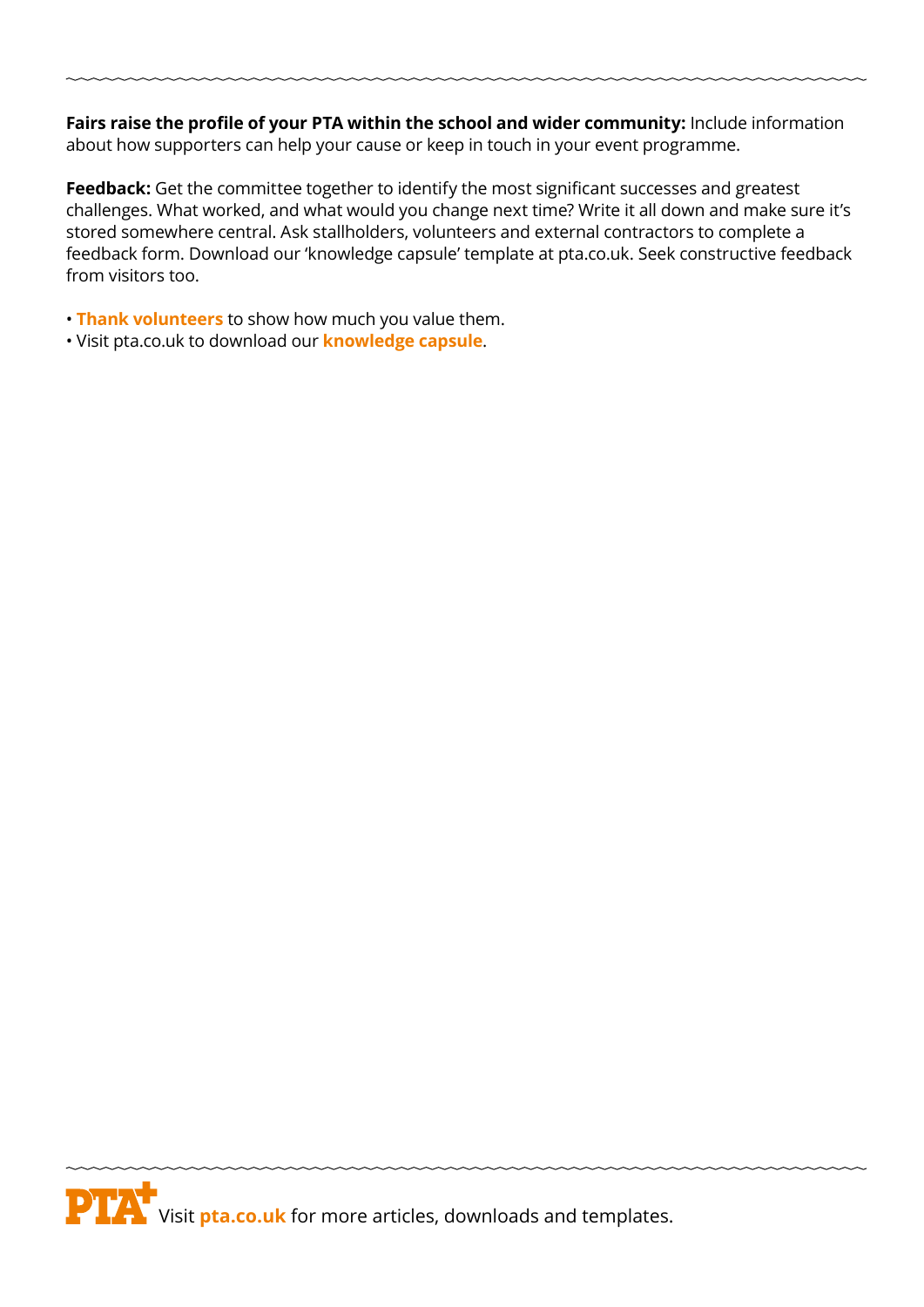**Fairs raise the profile of your PTA within the school and wider community:** Include information about how supporters can help your cause or keep in touch in your event programme.

**Feedback:** Get the committee together to identify the most significant successes and greatest challenges. What worked, and what would you change next time? Write it all down and make sure it's stored somewhere central. Ask stallholders, volunteers and external contractors to complete a feedback form. Download our 'knowledge capsule' template at pta.co.uk. Seek constructive feedback from visitors too.

- **Thank volunteers** to show how much you value them.
- Visit pta.co.uk to download our **knowledge capsule**.

Visit **pta.co.uk** for more articles, downloads and templates.